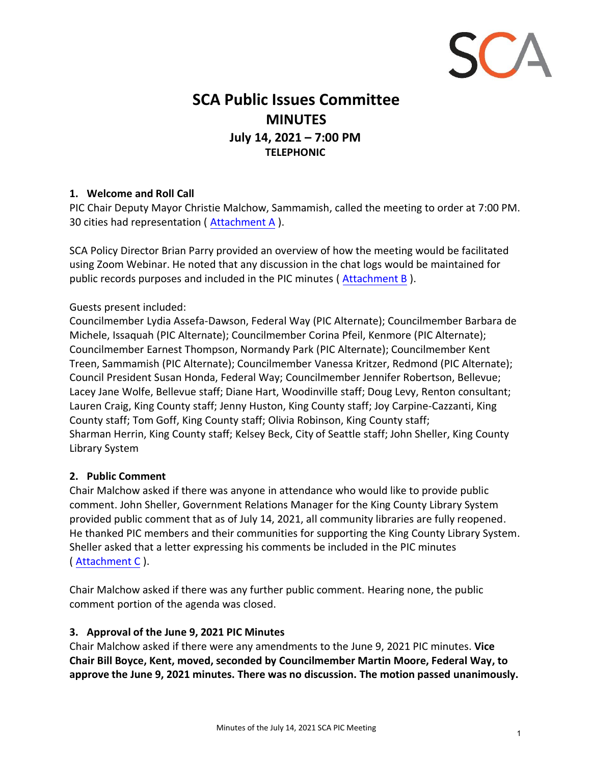SCA

# SCA Public Issues Committee
## MINUTES
### July 14, 2021 – 7:00 PM
### TELEPHONIC

**1. Welcome and Roll Call**

PIC Chair Deputy Mayor Christie Malchow, Sammamish, called the meeting to order at 7:00 PM. 30 cities had representation ( Attachment A ).

SCA Policy Director Brian Parry provided an overview of how the meeting would be facilitated using Zoom Webinar. He noted that any discussion in the chat logs would be maintained for public records purposes and included in the PIC minutes ( Attachment B ).

Guests present included:
Councilmember Lydia Assefa-Dawson, Federal Way (PIC Alternate); Councilmember Barbara de Michele, Issaquah (PIC Alternate); Councilmember Corina Pfeil, Kenmore (PIC Alternate); Councilmember Earnest Thompson, Normandy Park (PIC Alternate); Councilmember Kent Treen, Sammamish (PIC Alternate); Councilmember Vanessa Kritzer, Redmond (PIC Alternate); Council President Susan Honda, Federal Way; Councilmember Jennifer Robertson, Bellevue; Lacey Jane Wolfe, Bellevue staff; Diane Hart, Woodinville staff; Doug Levy, Renton consultant; Lauren Craig, King County staff; Jenny Huston, King County staff; Joy Carpine-Cazzanti, King County staff; Tom Goff, King County staff; Olivia Robinson, King County staff; Sharman Herrin, King County staff; Kelsey Beck, City of Seattle staff; John Sheller, King County Library System

**2. Public Comment**

Chair Malchow asked if there was anyone in attendance who would like to provide public comment. John Sheller, Government Relations Manager for the King County Library System provided public comment that as of July 14, 2021, all community libraries are fully reopened. He thanked PIC members and their communities for supporting the King County Library System. Sheller asked that a letter expressing his comments be included in the PIC minutes ( Attachment C ).

Chair Malchow asked if there was any further public comment. Hearing none, the public comment portion of the agenda was closed.

**3. Approval of the June 9, 2021 PIC Minutes**

Chair Malchow asked if there were any amendments to the June 9, 2021 PIC minutes. **Vice Chair Bill Boyce, Kent, moved, seconded by Councilmember Martin Moore, Federal Way, to approve the June 9, 2021 minutes. There was no discussion. The motion passed unanimously.**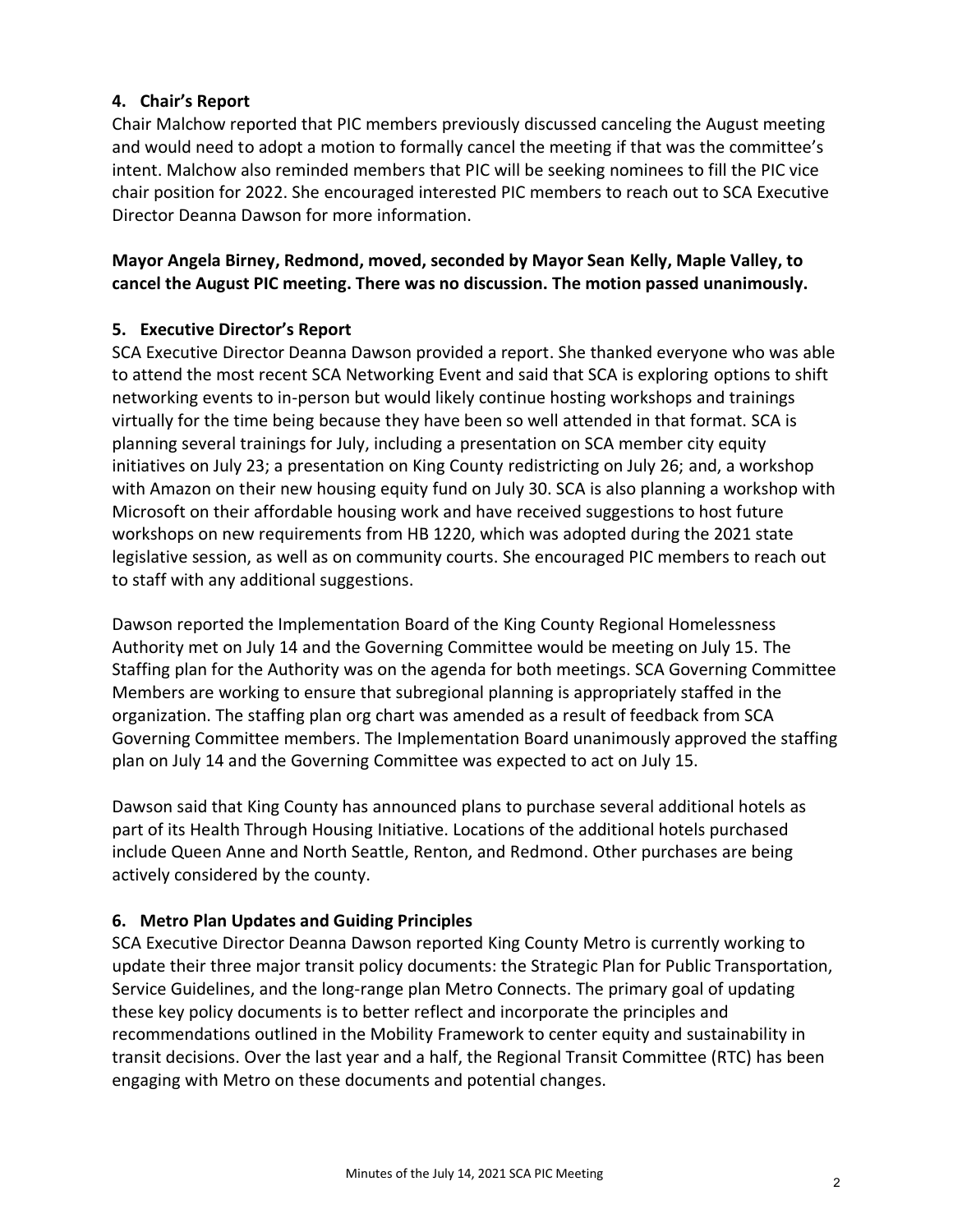## 4. Chair's Report

Chair Malchow reported that PIC members previously discussed canceling the August meeting and would need to adopt a motion to formally cancel the meeting if that was the committee's intent. Malchow also reminded members that PIC will be seeking nominees to fill the PIC vice chair position for 2022. She encouraged interested PIC members to reach out to SCA Executive Director Deanna Dawson for more information.

**Mayor Angela Birney, Redmond, moved, seconded by Mayor Sean Kelly, Maple Valley, to cancel the August PIC meeting. There was no discussion. The motion passed unanimously.**

## 5. Executive Director's Report

SCA Executive Director Deanna Dawson provided a report. She thanked everyone who was able to attend the most recent SCA Networking Event and said that SCA is exploring options to shift networking events to in-person but would likely continue hosting workshops and trainings virtually for the time being because they have been so well attended in that format. SCA is planning several trainings for July, including a presentation on SCA member city equity initiatives on July 23; a presentation on King County redistricting on July 26; and, a workshop with Amazon on their new housing equity fund on July 30. SCA is also planning a workshop with Microsoft on their affordable housing work and have received suggestions to host future workshops on new requirements from HB 1220, which was adopted during the 2021 state legislative session, as well as on community courts. She encouraged PIC members to reach out to staff with any additional suggestions.

Dawson reported the Implementation Board of the King County Regional Homelessness Authority met on July 14 and the Governing Committee would be meeting on July 15. The Staffing plan for the Authority was on the agenda for both meetings. SCA Governing Committee Members are working to ensure that subregional planning is appropriately staffed in the organization. The staffing plan org chart was amended as a result of feedback from SCA Governing Committee members. The Implementation Board unanimously approved the staffing plan on July 14 and the Governing Committee was expected to act on July 15.

Dawson said that King County has announced plans to purchase several additional hotels as part of its Health Through Housing Initiative. Locations of the additional hotels purchased include Queen Anne and North Seattle, Renton, and Redmond. Other purchases are being actively considered by the county.

## 6. Metro Plan Updates and Guiding Principles

SCA Executive Director Deanna Dawson reported King County Metro is currently working to update their three major transit policy documents: the Strategic Plan for Public Transportation, Service Guidelines, and the long-range plan Metro Connects. The primary goal of updating these key policy documents is to better reflect and incorporate the principles and recommendations outlined in the Mobility Framework to center equity and sustainability in transit decisions. Over the last year and a half, the Regional Transit Committee (RTC) has been engaging with Metro on these documents and potential changes.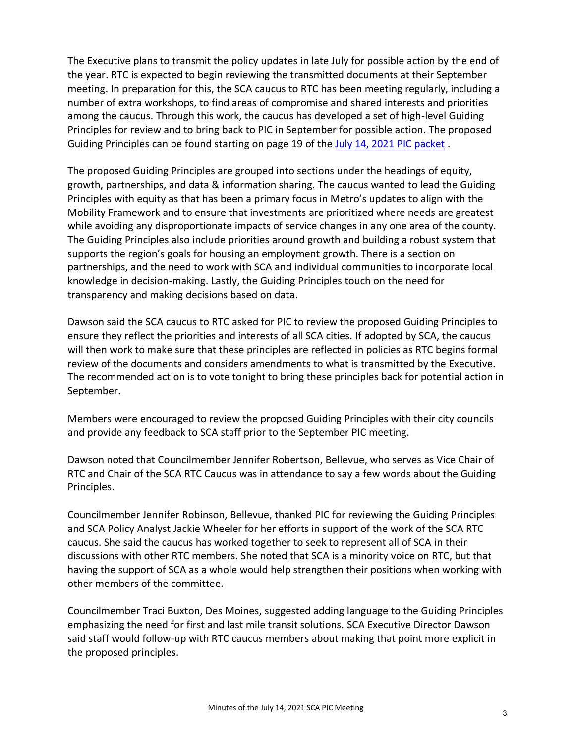The Executive plans to transmit the policy updates in late July for possible action by the end of the year. RTC is expected to begin reviewing the transmitted documents at their September meeting. In preparation for this, the SCA caucus to RTC has been meeting regularly, including a number of extra workshops, to find areas of compromise and shared interests and priorities among the caucus. Through this work, the caucus has developed a set of high-level Guiding Principles for review and to bring back to PIC in September for possible action. The proposed Guiding Principles can be found starting on page 19 of the July 14, 2021 PIC packet .

The proposed Guiding Principles are grouped into sections under the headings of equity, growth, partnerships, and data & information sharing. The caucus wanted to lead the Guiding Principles with equity as that has been a primary focus in Metro's updates to align with the Mobility Framework and to ensure that investments are prioritized where needs are greatest while avoiding any disproportionate impacts of service changes in any one area of the county. The Guiding Principles also include priorities around growth and building a robust system that supports the region's goals for housing an employment growth. There is a section on partnerships, and the need to work with SCA and individual communities to incorporate local knowledge in decision-making. Lastly, the Guiding Principles touch on the need for transparency and making decisions based on data.

Dawson said the SCA caucus to RTC asked for PIC to review the proposed Guiding Principles to ensure they reflect the priorities and interests of all SCA cities. If adopted by SCA, the caucus will then work to make sure that these principles are reflected in policies as RTC begins formal review of the documents and considers amendments to what is transmitted by the Executive. The recommended action is to vote tonight to bring these principles back for potential action in September.

Members were encouraged to review the proposed Guiding Principles with their city councils and provide any feedback to SCA staff prior to the September PIC meeting.

Dawson noted that Councilmember Jennifer Robertson, Bellevue, who serves as Vice Chair of RTC and Chair of the SCA RTC Caucus was in attendance to say a few words about the Guiding Principles.

Councilmember Jennifer Robinson, Bellevue, thanked PIC for reviewing the Guiding Principles and SCA Policy Analyst Jackie Wheeler for her efforts in support of the work of the SCA RTC caucus. She said the caucus has worked together to seek to represent all of SCA in their discussions with other RTC members. She noted that SCA is a minority voice on RTC, but that having the support of SCA as a whole would help strengthen their positions when working with other members of the committee.

Councilmember Traci Buxton, Des Moines, suggested adding language to the Guiding Principles emphasizing the need for first and last mile transit solutions. SCA Executive Director Dawson said staff would follow-up with RTC caucus members about making that point more explicit in the proposed principles.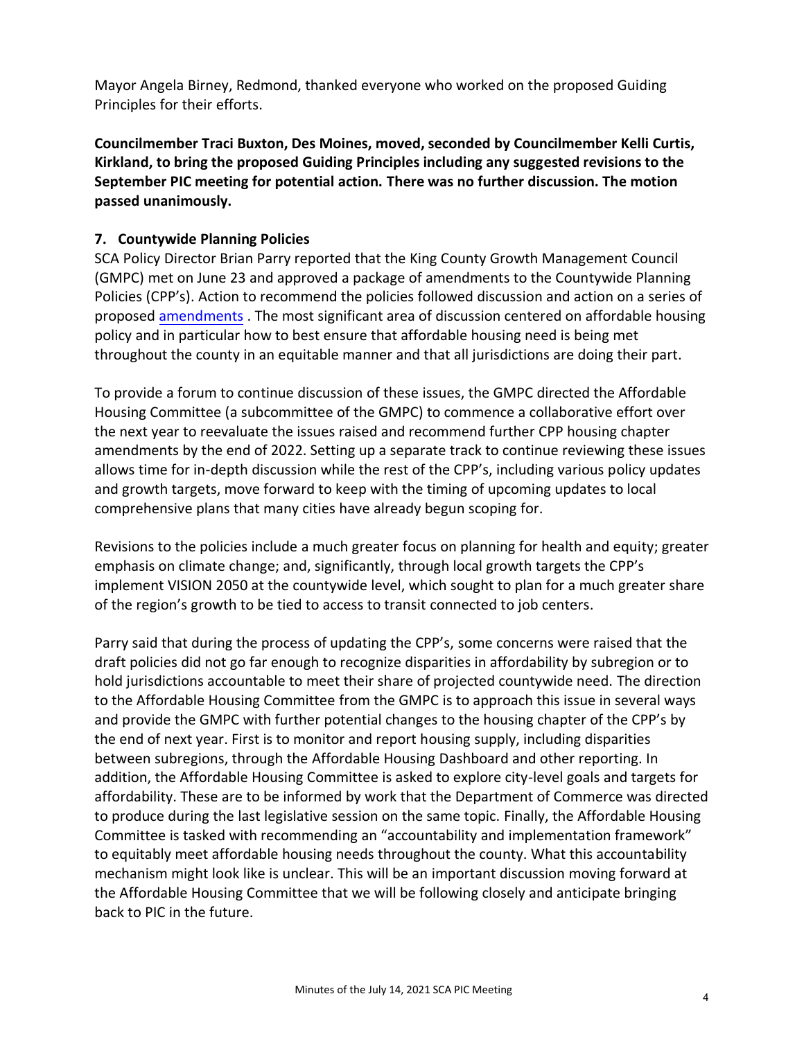Mayor Angela Birney, Redmond, thanked everyone who worked on the proposed Guiding Principles for their efforts.

**Councilmember Traci Buxton, Des Moines, moved, seconded by Councilmember Kelli Curtis, Kirkland, to bring the proposed Guiding Principles including any suggested revisions to the September PIC meeting for potential action. There was no further discussion. The motion passed unanimously.**

### 7. Countywide Planning Policies

SCA Policy Director Brian Parry reported that the King County Growth Management Council (GMPC) met on June 23 and approved a package of amendments to the Countywide Planning Policies (CPP's). Action to recommend the policies followed discussion and action on a series of proposed amendments . The most significant area of discussion centered on affordable housing policy and in particular how to best ensure that affordable housing need is being met throughout the county in an equitable manner and that all jurisdictions are doing their part.

To provide a forum to continue discussion of these issues, the GMPC directed the Affordable Housing Committee (a subcommittee of the GMPC) to commence a collaborative effort over the next year to reevaluate the issues raised and recommend further CPP housing chapter amendments by the end of 2022. Setting up a separate track to continue reviewing these issues allows time for in-depth discussion while the rest of the CPP's, including various policy updates and growth targets, move forward to keep with the timing of upcoming updates to local comprehensive plans that many cities have already begun scoping for.

Revisions to the policies include a much greater focus on planning for health and equity; greater emphasis on climate change; and, significantly, through local growth targets the CPP's implement VISION 2050 at the countywide level, which sought to plan for a much greater share of the region's growth to be tied to access to transit connected to job centers.

Parry said that during the process of updating the CPP's, some concerns were raised that the draft policies did not go far enough to recognize disparities in affordability by subregion or to hold jurisdictions accountable to meet their share of projected countywide need. The direction to the Affordable Housing Committee from the GMPC is to approach this issue in several ways and provide the GMPC with further potential changes to the housing chapter of the CPP's by the end of next year. First is to monitor and report housing supply, including disparities between subregions, through the Affordable Housing Dashboard and other reporting. In addition, the Affordable Housing Committee is asked to explore city-level goals and targets for affordability. These are to be informed by work that the Department of Commerce was directed to produce during the last legislative session on the same topic. Finally, the Affordable Housing Committee is tasked with recommending an "accountability and implementation framework" to equitably meet affordable housing needs throughout the county. What this accountability mechanism might look like is unclear. This will be an important discussion moving forward at the Affordable Housing Committee that we will be following closely and anticipate bringing back to PIC in the future.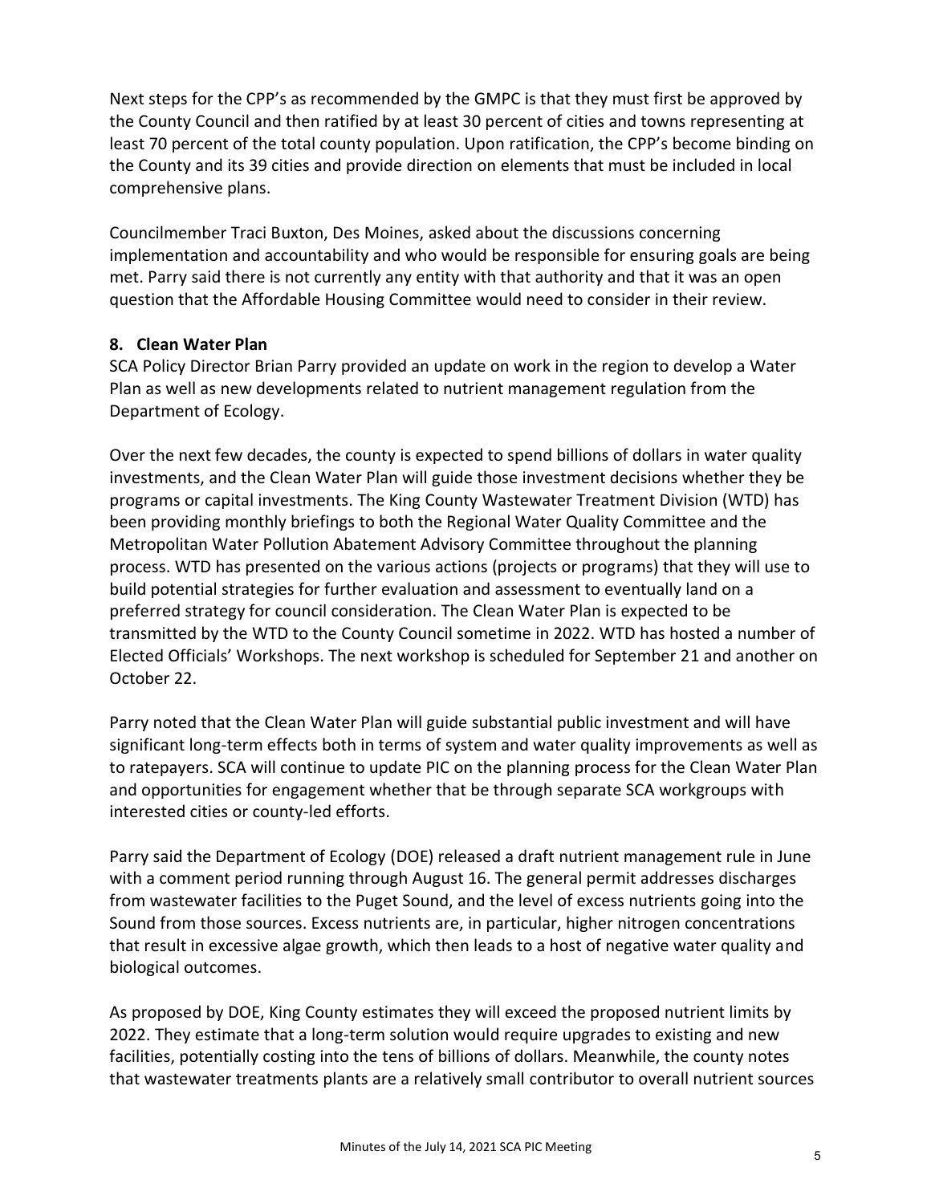Next steps for the CPP's as recommended by the GMPC is that they must first be approved by the County Council and then ratified by at least 30 percent of cities and towns representing at least 70 percent of the total county population. Upon ratification, the CPP's become binding on the County and its 39 cities and provide direction on elements that must be included in local comprehensive plans.

Councilmember Traci Buxton, Des Moines, asked about the discussions concerning implementation and accountability and who would be responsible for ensuring goals are being met. Parry said there is not currently any entity with that authority and that it was an open question that the Affordable Housing Committee would need to consider in their review.

**8. Clean Water Plan**

SCA Policy Director Brian Parry provided an update on work in the region to develop a Water Plan as well as new developments related to nutrient management regulation from the Department of Ecology.

Over the next few decades, the county is expected to spend billions of dollars in water quality investments, and the Clean Water Plan will guide those investment decisions whether they be programs or capital investments. The King County Wastewater Treatment Division (WTD) has been providing monthly briefings to both the Regional Water Quality Committee and the Metropolitan Water Pollution Abatement Advisory Committee throughout the planning process. WTD has presented on the various actions (projects or programs) that they will use to build potential strategies for further evaluation and assessment to eventually land on a preferred strategy for council consideration. The Clean Water Plan is expected to be transmitted by the WTD to the County Council sometime in 2022. WTD has hosted a number of Elected Officials' Workshops. The next workshop is scheduled for September 21 and another on October 22.

Parry noted that the Clean Water Plan will guide substantial public investment and will have significant long-term effects both in terms of system and water quality improvements as well as to ratepayers. SCA will continue to update PIC on the planning process for the Clean Water Plan and opportunities for engagement whether that be through separate SCA workgroups with interested cities or county-led efforts.

Parry said the Department of Ecology (DOE) released a draft nutrient management rule in June with a comment period running through August 16. The general permit addresses discharges from wastewater facilities to the Puget Sound, and the level of excess nutrients going into the Sound from those sources. Excess nutrients are, in particular, higher nitrogen concentrations that result in excessive algae growth, which then leads to a host of negative water quality and biological outcomes.

As proposed by DOE, King County estimates they will exceed the proposed nutrient limits by 2022. They estimate that a long-term solution would require upgrades to existing and new facilities, potentially costing into the tens of billions of dollars. Meanwhile, the county notes that wastewater treatments plants are a relatively small contributor to overall nutrient sources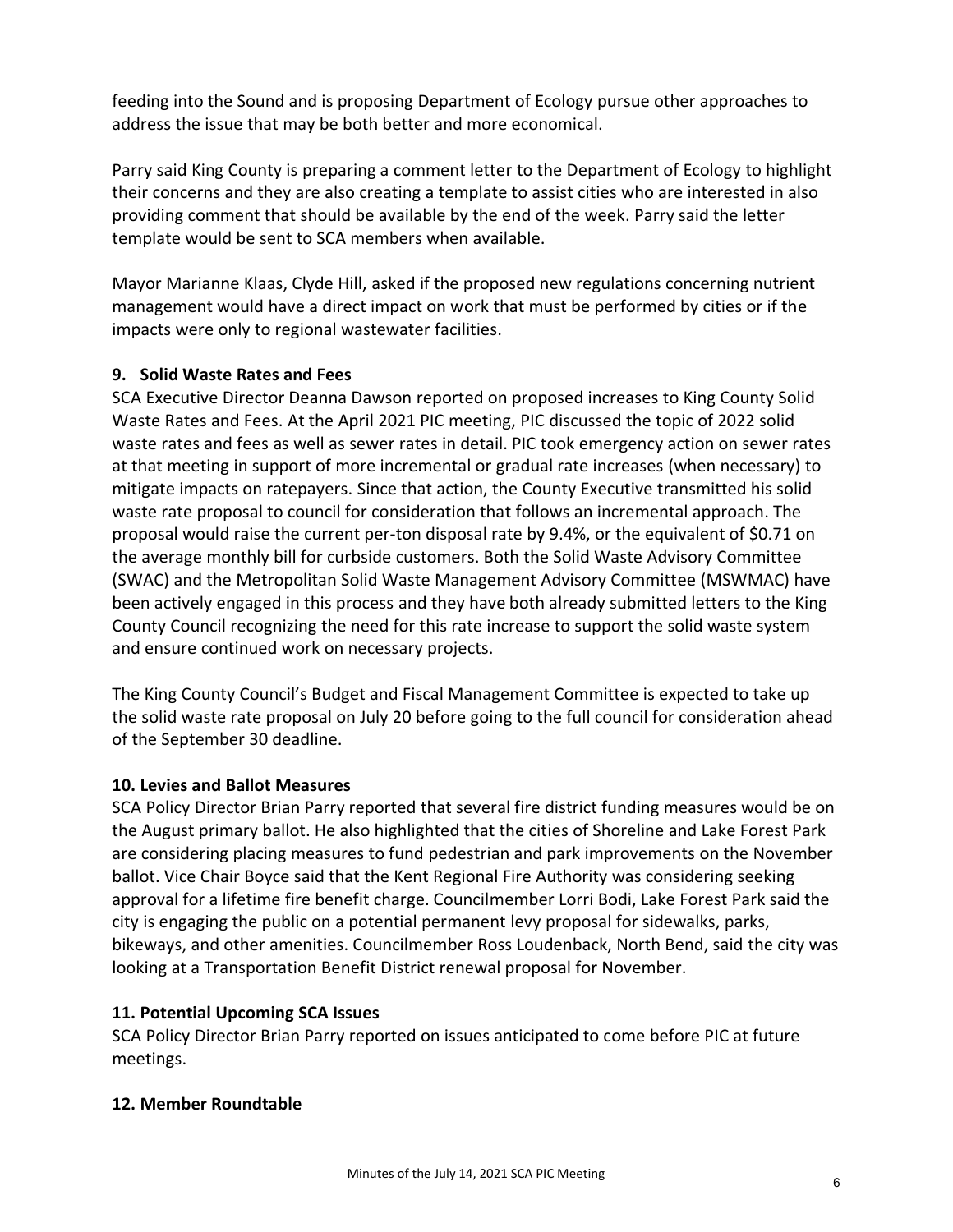feeding into the Sound and is proposing Department of Ecology pursue other approaches to address the issue that may be both better and more economical.

Parry said King County is preparing a comment letter to the Department of Ecology to highlight their concerns and they are also creating a template to assist cities who are interested in also providing comment that should be available by the end of the week. Parry said the letter template would be sent to SCA members when available.

Mayor Marianne Klaas, Clyde Hill, asked if the proposed new regulations concerning nutrient management would have a direct impact on work that must be performed by cities or if the impacts were only to regional wastewater facilities.

**9. Solid Waste Rates and Fees**

SCA Executive Director Deanna Dawson reported on proposed increases to King County Solid Waste Rates and Fees. At the April 2021 PIC meeting, PIC discussed the topic of 2022 solid waste rates and fees as well as sewer rates in detail. PIC took emergency action on sewer rates at that meeting in support of more incremental or gradual rate increases (when necessary) to mitigate impacts on ratepayers. Since that action, the County Executive transmitted his solid waste rate proposal to council for consideration that follows an incremental approach. The proposal would raise the current per-ton disposal rate by 9.4%, or the equivalent of $0.71 on the average monthly bill for curbside customers. Both the Solid Waste Advisory Committee (SWAC) and the Metropolitan Solid Waste Management Advisory Committee (MSWMAC) have been actively engaged in this process and they have both already submitted letters to the King County Council recognizing the need for this rate increase to support the solid waste system and ensure continued work on necessary projects.

The King County Council's Budget and Fiscal Management Committee is expected to take up the solid waste rate proposal on July 20 before going to the full council for consideration ahead of the September 30 deadline.

**10. Levies and Ballot Measures**

SCA Policy Director Brian Parry reported that several fire district funding measures would be on the August primary ballot. He also highlighted that the cities of Shoreline and Lake Forest Park are considering placing measures to fund pedestrian and park improvements on the November ballot. Vice Chair Boyce said that the Kent Regional Fire Authority was considering seeking approval for a lifetime fire benefit charge. Councilmember Lorri Bodi, Lake Forest Park said the city is engaging the public on a potential permanent levy proposal for sidewalks, parks, bikeways, and other amenities. Councilmember Ross Loudenback, North Bend, said the city was looking at a Transportation Benefit District renewal proposal for November.

**11. Potential Upcoming SCA Issues**

SCA Policy Director Brian Parry reported on issues anticipated to come before PIC at future meetings.

**12. Member Roundtable**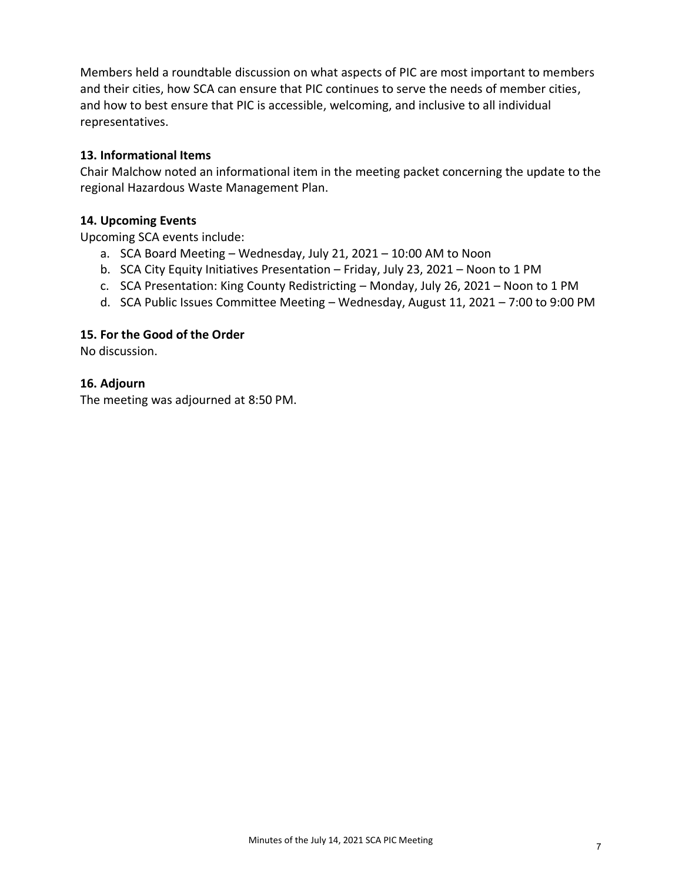Members held a roundtable discussion on what aspects of PIC are most important to members and their cities, how SCA can ensure that PIC continues to serve the needs of member cities, and how to best ensure that PIC is accessible, welcoming, and inclusive to all individual representatives.

### 13. Informational Items

Chair Malchow noted an informational item in the meeting packet concerning the update to the regional Hazardous Waste Management Plan.

### 14. Upcoming Events

Upcoming SCA events include:

a. SCA Board Meeting – Wednesday, July 21, 2021 – 10:00 AM to Noon
b. SCA City Equity Initiatives Presentation – Friday, July 23, 2021 – Noon to 1 PM
c. SCA Presentation: King County Redistricting – Monday, July 26, 2021 – Noon to 1 PM
d. SCA Public Issues Committee Meeting – Wednesday, August 11, 2021 – 7:00 to 9:00 PM

### 15. For the Good of the Order

No discussion.

### 16. Adjourn

The meeting was adjourned at 8:50 PM.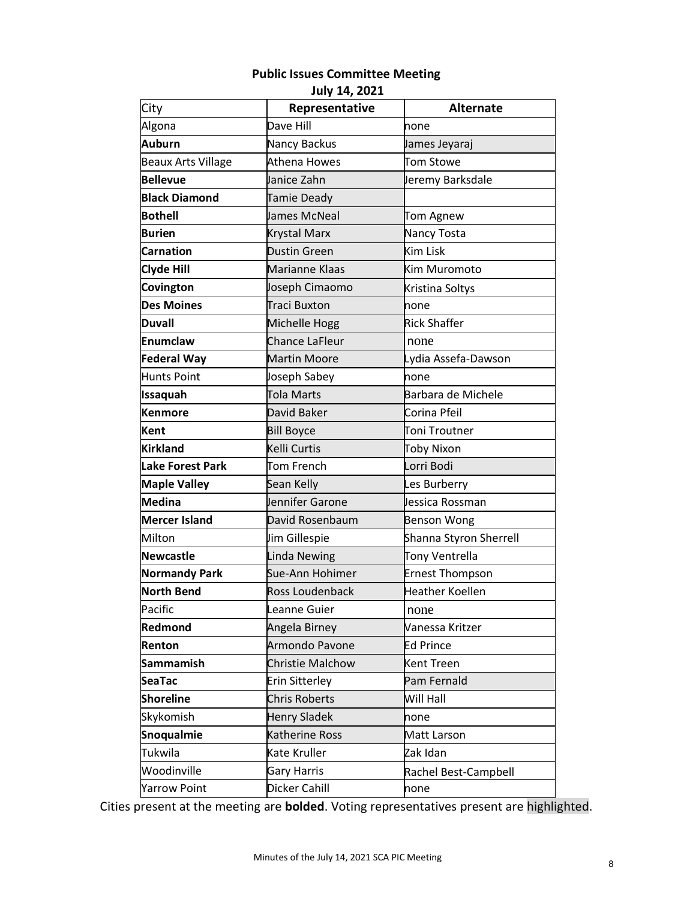**Public Issues Committee Meeting**
**July 14, 2021**

| City | Representative | Alternate |
|---|---|---|
| Algona | Dave Hill | none |
| **Auburn** | Nancy Backus | James Jeyaraj |
| Beaux Arts Village | Athena Howes | Tom Stowe |
| **Bellevue** | Janice Zahn | Jeremy Barksdale |
| **Black Diamond** | Tamie Deady | |
| **Bothell** | James McNeal | Tom Agnew |
| **Burien** | Krystal Marx | Nancy Tosta |
| **Carnation** | Dustin Green | Kim Lisk |
| **Clyde Hill** | Marianne Klaas | Kim Muromoto |
| **Covington** | Joseph Cimaomo | Kristina Soltys |
| **Des Moines** | Traci Buxton | none |
| **Duvall** | Michelle Hogg | Rick Shaffer |
| **Enumclaw** | Chance LaFleur | none |
| **Federal Way** | Martin Moore | Lydia Assefa-Dawson |
| Hunts Point | Joseph Sabey | none |
| **Issaquah** | Tola Marts | Barbara de Michele |
| **Kenmore** | David Baker | Corina Pfeil |
| **Kent** | Bill Boyce | Toni Troutner |
| **Kirkland** | Kelli Curtis | Toby Nixon |
| **Lake Forest Park** | Tom French | Lorri Bodi |
| **Maple Valley** | Sean Kelly | Les Burberry |
| **Medina** | Jennifer Garone | Jessica Rossman |
| **Mercer Island** | David Rosenbaum | Benson Wong |
| Milton | Jim Gillespie | Shanna Styron Sherrell |
| **Newcastle** | Linda Newing | Tony Ventrella |
| **Normandy Park** | Sue-Ann Hohimer | Ernest Thompson |
| **North Bend** | Ross Loudenback | Heather Koellen |
| Pacific | Leanne Guier | none |
| **Redmond** | Angela Birney | Vanessa Kritzer |
| **Renton** | Armondo Pavone | Ed Prince |
| **Sammamish** | Christie Malchow | Kent Treen |
| **SeaTac** | Erin Sitterley | Pam Fernald |
| **Shoreline** | Chris Roberts | Will Hall |
| Skykomish | Henry Sladek | none |
| **Snoqualmie** | Katherine Ross | Matt Larson |
| Tukwila | Kate Kruller | Zak Idan |
| Woodinville | Gary Harris | Rachel Best-Campbell |
| Yarrow Point | Dicker Cahill | none |

Cities present at the meeting are **bolded**. Voting representatives present are highlighted.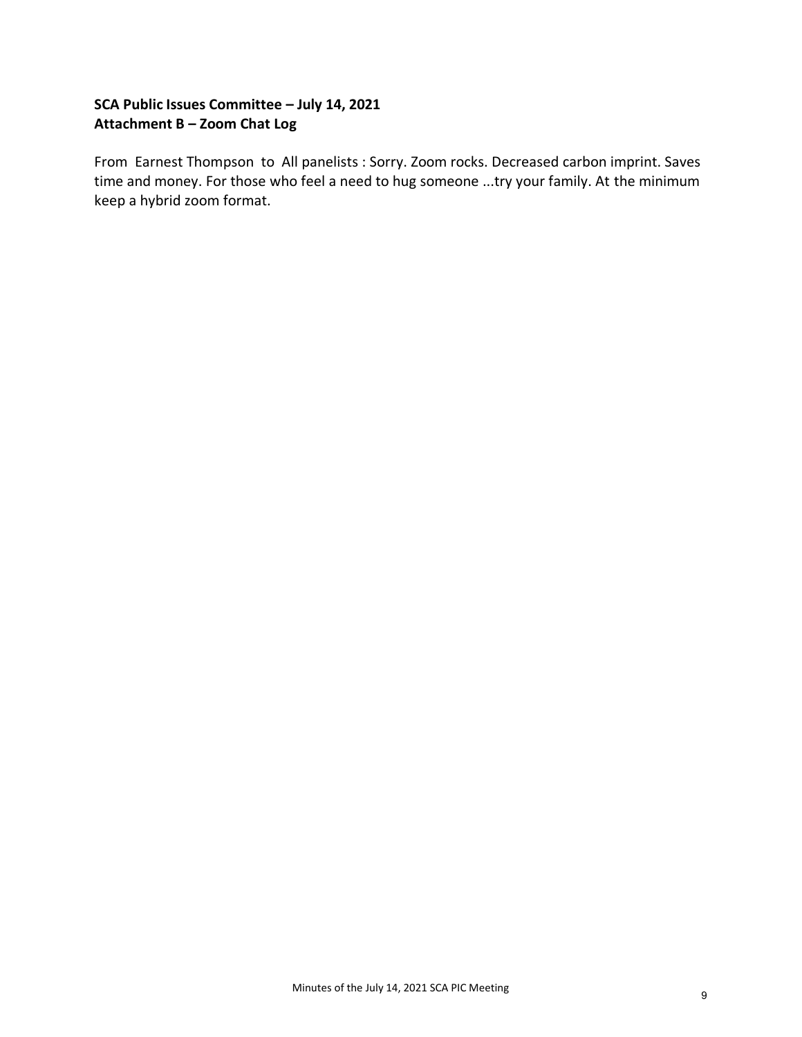**SCA Public Issues Committee – July 14, 2021**
**Attachment B – Zoom Chat Log**

From Earnest Thompson to All panelists : Sorry. Zoom rocks. Decreased carbon imprint. Saves time and money. For those who feel a need to hug someone ...try your family. At the minimum keep a hybrid zoom format.